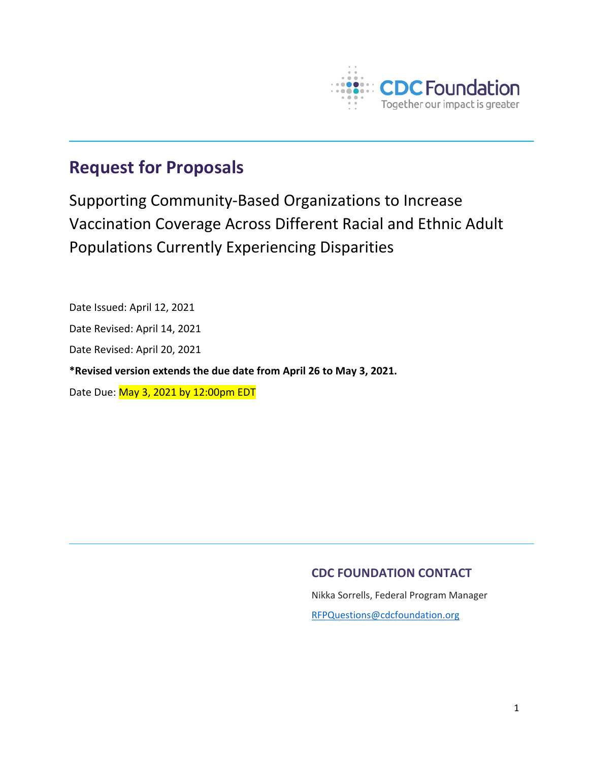CDC Foundation

Together our impact is greater

# Request for Proposals

Supporting Community-Based Organizations to Increase Vaccination Coverage Across Different Racial and Ethnic Adult Populations Currently Experiencing Disparities

Date Issued: April 12, 2021

Date Revised: April 14, 2021

Date Revised: April 20, 2021

**\*Revised version extends the due date from April 26 to May 3, 2021.**

Date Due: May 3, 2021 by 12:00pm EDT

## CDC FOUNDATION CONTACT

Nikka Sorrells, Federal Program Manager

RFPQuestions@cdcfoundation.org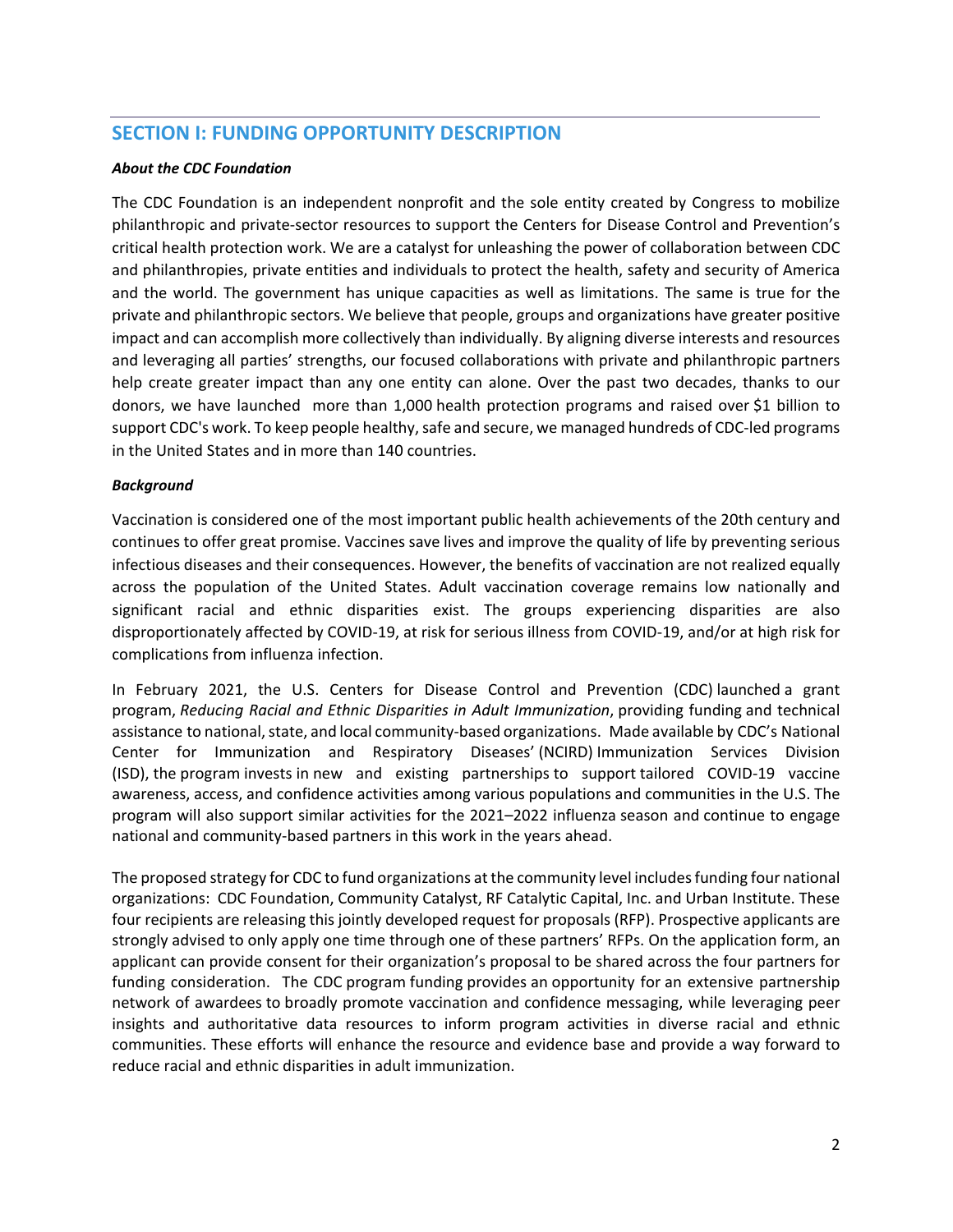## SECTION I: FUNDING OPPORTUNITY DESCRIPTION

***About the CDC Foundation***

The CDC Foundation is an independent nonprofit and the sole entity created by Congress to mobilize philanthropic and private-sector resources to support the Centers for Disease Control and Prevention's critical health protection work. We are a catalyst for unleashing the power of collaboration between CDC and philanthropies, private entities and individuals to protect the health, safety and security of America and the world. The government has unique capacities as well as limitations. The same is true for the private and philanthropic sectors. We believe that people, groups and organizations have greater positive impact and can accomplish more collectively than individually. By aligning diverse interests and resources and leveraging all parties' strengths, our focused collaborations with private and philanthropic partners help create greater impact than any one entity can alone. Over the past two decades, thanks to our donors, we have launched more than 1,000 health protection programs and raised over $1 billion to support CDC's work. To keep people healthy, safe and secure, we managed hundreds of CDC-led programs in the United States and in more than 140 countries.

***Background***

Vaccination is considered one of the most important public health achievements of the 20th century and continues to offer great promise. Vaccines save lives and improve the quality of life by preventing serious infectious diseases and their consequences. However, the benefits of vaccination are not realized equally across the population of the United States. Adult vaccination coverage remains low nationally and significant racial and ethnic disparities exist. The groups experiencing disparities are also disproportionately affected by COVID-19, at risk for serious illness from COVID-19, and/or at high risk for complications from influenza infection.

In February 2021, the U.S. Centers for Disease Control and Prevention (CDC) launched a grant program, *Reducing Racial and Ethnic Disparities in Adult Immunization*, providing funding and technical assistance to national, state, and local community-based organizations. Made available by CDC's National Center for Immunization and Respiratory Diseases' (NCIRD) Immunization Services Division (ISD), the program invests in new and existing partnerships to support tailored COVID-19 vaccine awareness, access, and confidence activities among various populations and communities in the U.S. The program will also support similar activities for the 2021–2022 influenza season and continue to engage national and community-based partners in this work in the years ahead.

The proposed strategy for CDC to fund organizations at the community level includes funding four national organizations: CDC Foundation, Community Catalyst, RF Catalytic Capital, Inc. and Urban Institute. These four recipients are releasing this jointly developed request for proposals (RFP). Prospective applicants are strongly advised to only apply one time through one of these partners' RFPs. On the application form, an applicant can provide consent for their organization's proposal to be shared across the four partners for funding consideration. The CDC program funding provides an opportunity for an extensive partnership network of awardees to broadly promote vaccination and confidence messaging, while leveraging peer insights and authoritative data resources to inform program activities in diverse racial and ethnic communities. These efforts will enhance the resource and evidence base and provide a way forward to reduce racial and ethnic disparities in adult immunization.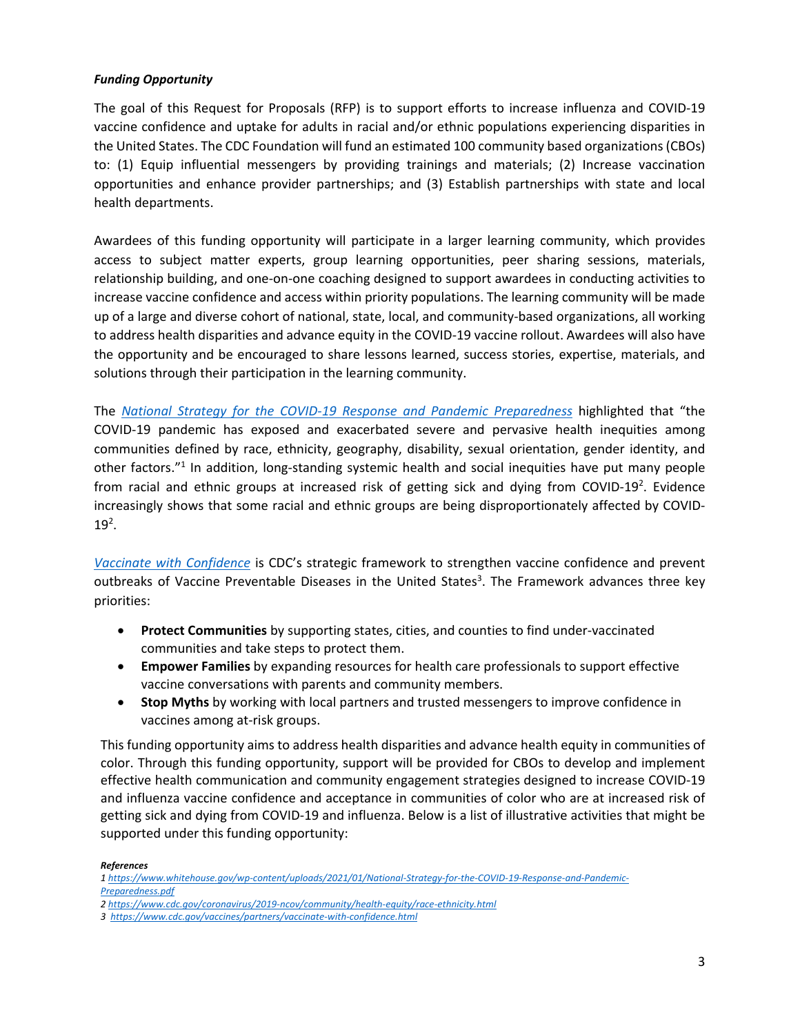***Funding Opportunity***

The goal of this Request for Proposals (RFP) is to support efforts to increase influenza and COVID-19 vaccine confidence and uptake for adults in racial and/or ethnic populations experiencing disparities in the United States. The CDC Foundation will fund an estimated 100 community based organizations (CBOs) to: (1) Equip influential messengers by providing trainings and materials; (2) Increase vaccination opportunities and enhance provider partnerships; and (3) Establish partnerships with state and local health departments.

Awardees of this funding opportunity will participate in a larger learning community, which provides access to subject matter experts, group learning opportunities, peer sharing sessions, materials, relationship building, and one-on-one coaching designed to support awardees in conducting activities to increase vaccine confidence and access within priority populations. The learning community will be made up of a large and diverse cohort of national, state, local, and community-based organizations, all working to address health disparities and advance equity in the COVID-19 vaccine rollout. Awardees will also have the opportunity and be encouraged to share lessons learned, success stories, expertise, materials, and solutions through their participation in the learning community.

The *National Strategy for the COVID-19 Response and Pandemic Preparedness* highlighted that "the COVID-19 pandemic has exposed and exacerbated severe and pervasive health inequities among communities defined by race, ethnicity, geography, disability, sexual orientation, gender identity, and other factors."[1] In addition, long-standing systemic health and social inequities have put many people from racial and ethnic groups at increased risk of getting sick and dying from COVID-19[2]. Evidence increasingly shows that some racial and ethnic groups are being disproportionately affected by COVID-19[2].

*Vaccinate with Confidence* is CDC's strategic framework to strengthen vaccine confidence and prevent outbreaks of Vaccine Preventable Diseases in the United States[3]. The Framework advances three key priorities:

- **Protect Communities** by supporting states, cities, and counties to find under-vaccinated communities and take steps to protect them.
- **Empower Families** by expanding resources for health care professionals to support effective vaccine conversations with parents and community members.
- **Stop Myths** by working with local partners and trusted messengers to improve confidence in vaccines among at-risk groups.

This funding opportunity aims to address health disparities and advance health equity in communities of color. Through this funding opportunity, support will be provided for CBOs to develop and implement effective health communication and community engagement strategies designed to increase COVID-19 and influenza vaccine confidence and acceptance in communities of color who are at increased risk of getting sick and dying from COVID-19 and influenza. Below is a list of illustrative activities that might be supported under this funding opportunity:

***References***

*1 https://www.whitehouse.gov/wp-content/uploads/2021/01/National-Strategy-for-the-COVID-19-Response-and-Pandemic-Preparedness.pdf*

*2 https://www.cdc.gov/coronavirus/2019-ncov/community/health-equity/race-ethnicity.html*

*3 https://www.cdc.gov/vaccines/partners/vaccinate-with-confidence.html*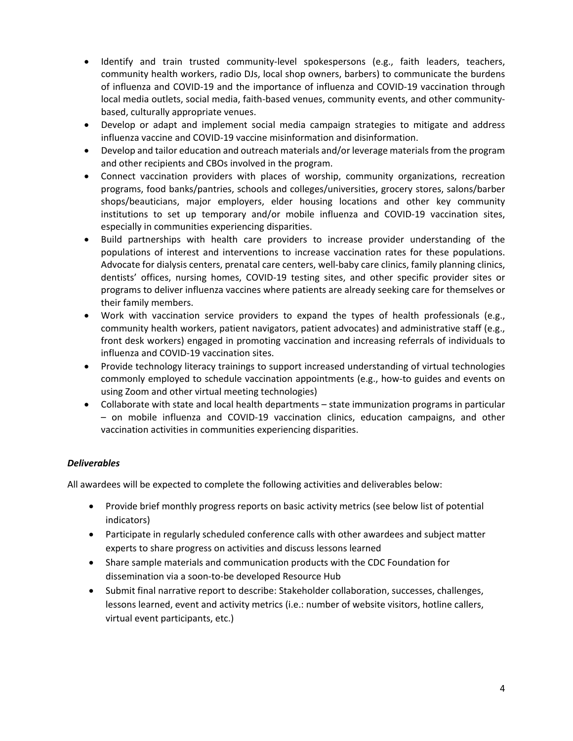- Identify and train trusted community-level spokespersons (e.g., faith leaders, teachers, community health workers, radio DJs, local shop owners, barbers) to communicate the burdens of influenza and COVID-19 and the importance of influenza and COVID-19 vaccination through local media outlets, social media, faith-based venues, community events, and other community-based, culturally appropriate venues.
- Develop or adapt and implement social media campaign strategies to mitigate and address influenza vaccine and COVID-19 vaccine misinformation and disinformation.
- Develop and tailor education and outreach materials and/or leverage materials from the program and other recipients and CBOs involved in the program.
- Connect vaccination providers with places of worship, community organizations, recreation programs, food banks/pantries, schools and colleges/universities, grocery stores, salons/barber shops/beauticians, major employers, elder housing locations and other key community institutions to set up temporary and/or mobile influenza and COVID-19 vaccination sites, especially in communities experiencing disparities.
- Build partnerships with health care providers to increase provider understanding of the populations of interest and interventions to increase vaccination rates for these populations. Advocate for dialysis centers, prenatal care centers, well-baby care clinics, family planning clinics, dentists' offices, nursing homes, COVID-19 testing sites, and other specific provider sites or programs to deliver influenza vaccines where patients are already seeking care for themselves or their family members.
- Work with vaccination service providers to expand the types of health professionals (e.g., community health workers, patient navigators, patient advocates) and administrative staff (e.g., front desk workers) engaged in promoting vaccination and increasing referrals of individuals to influenza and COVID-19 vaccination sites.
- Provide technology literacy trainings to support increased understanding of virtual technologies commonly employed to schedule vaccination appointments (e.g., how-to guides and events on using Zoom and other virtual meeting technologies)
- Collaborate with state and local health departments – state immunization programs in particular – on mobile influenza and COVID-19 vaccination clinics, education campaigns, and other vaccination activities in communities experiencing disparities.

***Deliverables***

All awardees will be expected to complete the following activities and deliverables below:

- Provide brief monthly progress reports on basic activity metrics (see below list of potential indicators)
- Participate in regularly scheduled conference calls with other awardees and subject matter experts to share progress on activities and discuss lessons learned
- Share sample materials and communication products with the CDC Foundation for dissemination via a soon-to-be developed Resource Hub
- Submit final narrative report to describe: Stakeholder collaboration, successes, challenges, lessons learned, event and activity metrics (i.e.: number of website visitors, hotline callers, virtual event participants, etc.)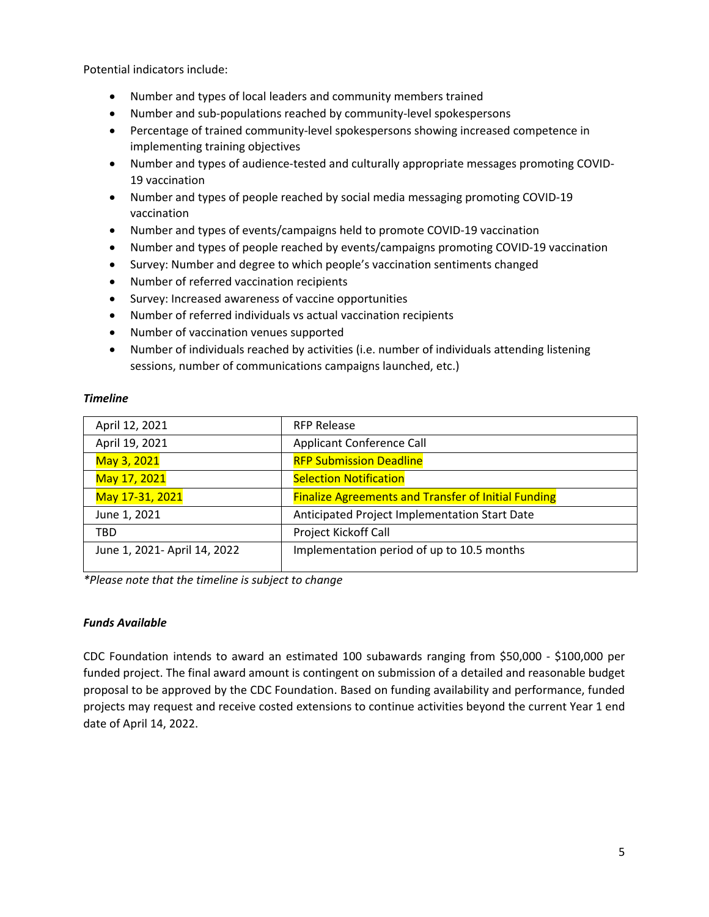Potential indicators include:

- Number and types of local leaders and community members trained
- Number and sub-populations reached by community-level spokespersons
- Percentage of trained community-level spokespersons showing increased competence in implementing training objectives
- Number and types of audience-tested and culturally appropriate messages promoting COVID-19 vaccination
- Number and types of people reached by social media messaging promoting COVID-19 vaccination
- Number and types of events/campaigns held to promote COVID-19 vaccination
- Number and types of people reached by events/campaigns promoting COVID-19 vaccination
- Survey: Number and degree to which people's vaccination sentiments changed
- Number of referred vaccination recipients
- Survey: Increased awareness of vaccine opportunities
- Number of referred individuals vs actual vaccination recipients
- Number of vaccination venues supported
- Number of individuals reached by activities (i.e. number of individuals attending listening sessions, number of communications campaigns launched, etc.)

***Timeline***

| | |
|---|---|
| April 12, 2021 | RFP Release |
| April 19, 2021 | Applicant Conference Call |
| May 3, 2021 | RFP Submission Deadline |
| May 17, 2021 | Selection Notification |
| May 17-31, 2021 | Finalize Agreements and Transfer of Initial Funding |
| June 1, 2021 | Anticipated Project Implementation Start Date |
| TBD | Project Kickoff Call |
| June 1, 2021- April 14, 2022 | Implementation period of up to 10.5 months |

**Please note that the timeline is subject to change*

***Funds Available***

CDC Foundation intends to award an estimated 100 subawards ranging from $50,000 - $100,000 per funded project. The final award amount is contingent on submission of a detailed and reasonable budget proposal to be approved by the CDC Foundation. Based on funding availability and performance, funded projects may request and receive costed extensions to continue activities beyond the current Year 1 end date of April 14, 2022.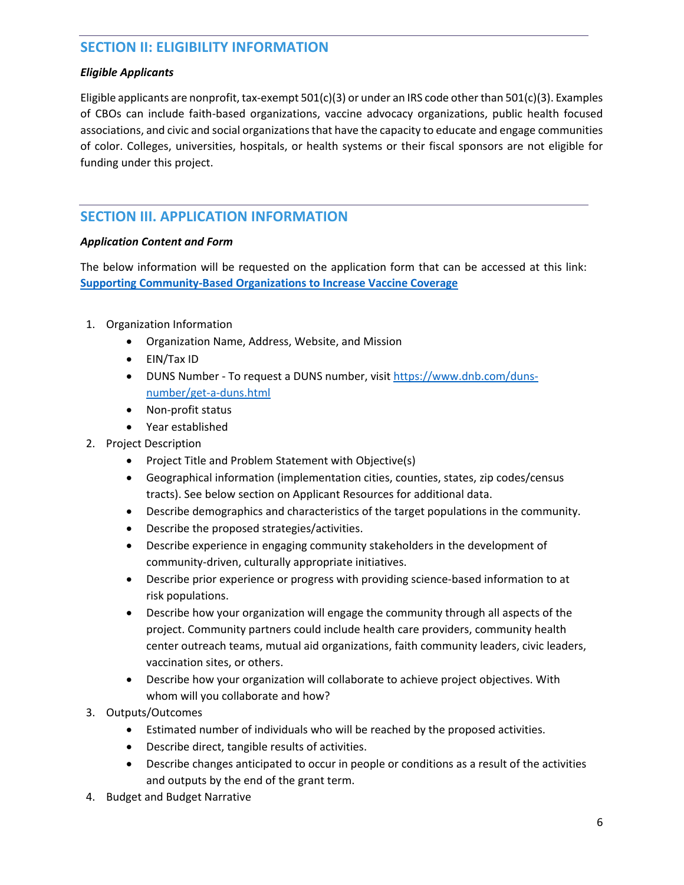## SECTION II: ELIGIBILITY INFORMATION

***Eligible Applicants***

Eligible applicants are nonprofit, tax-exempt 501(c)(3) or under an IRS code other than 501(c)(3). Examples of CBOs can include faith-based organizations, vaccine advocacy organizations, public health focused associations, and civic and social organizations that have the capacity to educate and engage communities of color. Colleges, universities, hospitals, or health systems or their fiscal sponsors are not eligible for funding under this project.

## SECTION III. APPLICATION INFORMATION

***Application Content and Form***

The below information will be requested on the application form that can be accessed at this link: **[Supporting Community-Based Organizations to Increase Vaccine Coverage]()**

1. Organization Information
   - Organization Name, Address, Website, and Mission
   - EIN/Tax ID
   - DUNS Number - To request a DUNS number, visit [https://www.dnb.com/duns-number/get-a-duns.html](https://www.dnb.com/duns-number/get-a-duns.html)
   - Non-profit status
   - Year established
2. Project Description
   - Project Title and Problem Statement with Objective(s)
   - Geographical information (implementation cities, counties, states, zip codes/census tracts). See below section on Applicant Resources for additional data.
   - Describe demographics and characteristics of the target populations in the community.
   - Describe the proposed strategies/activities.
   - Describe experience in engaging community stakeholders in the development of community-driven, culturally appropriate initiatives.
   - Describe prior experience or progress with providing science-based information to at risk populations.
   - Describe how your organization will engage the community through all aspects of the project. Community partners could include health care providers, community health center outreach teams, mutual aid organizations, faith community leaders, civic leaders, vaccination sites, or others.
   - Describe how your organization will collaborate to achieve project objectives. With whom will you collaborate and how?
3. Outputs/Outcomes
   - Estimated number of individuals who will be reached by the proposed activities.
   - Describe direct, tangible results of activities.
   - Describe changes anticipated to occur in people or conditions as a result of the activities and outputs by the end of the grant term.
4. Budget and Budget Narrative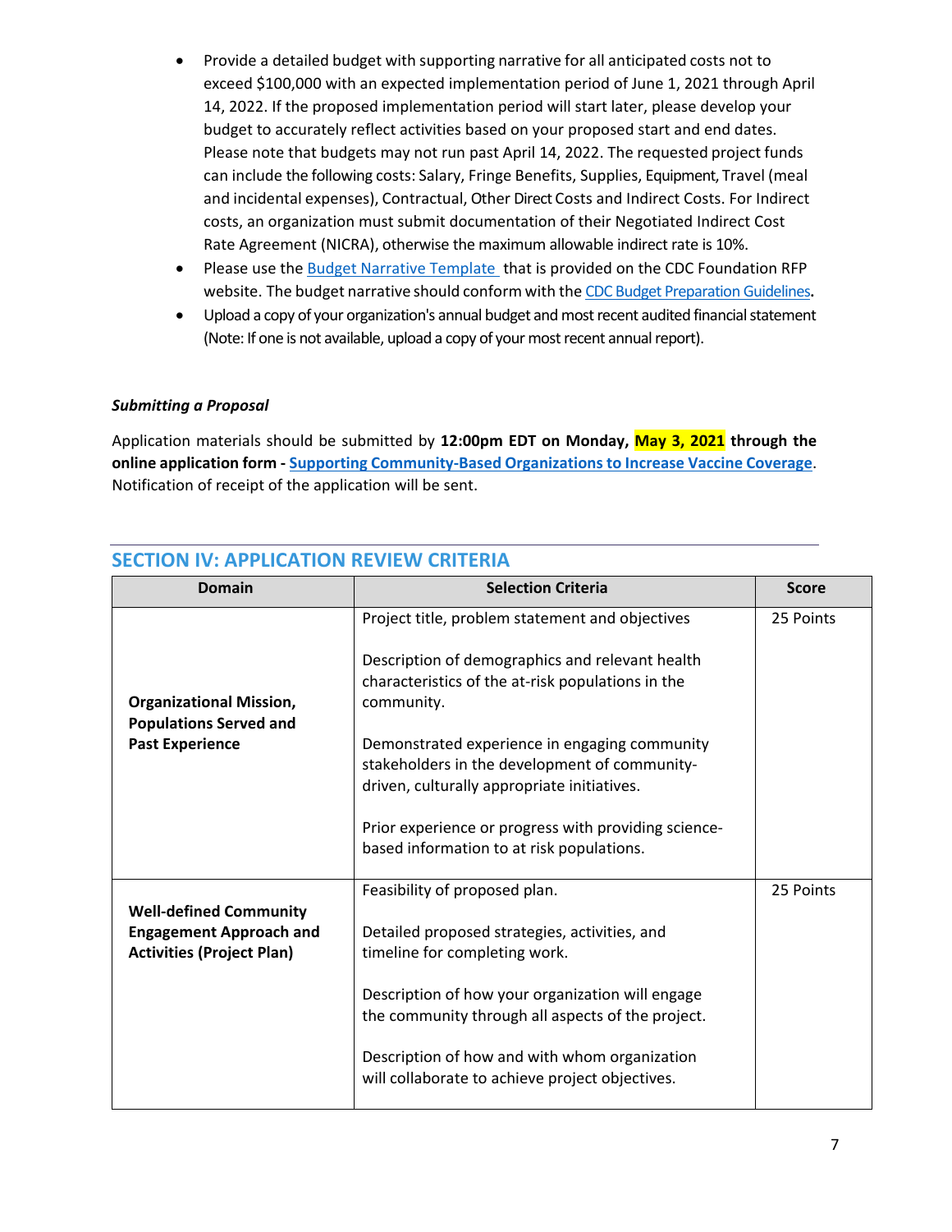- Provide a detailed budget with supporting narrative for all anticipated costs not to exceed $100,000 with an expected implementation period of June 1, 2021 through April 14, 2022. If the proposed implementation period will start later, please develop your budget to accurately reflect activities based on your proposed start and end dates. Please note that budgets may not run past April 14, 2022. The requested project funds can include the following costs: Salary, Fringe Benefits, Supplies, Equipment, Travel (meal and incidental expenses), Contractual, Other Direct Costs and Indirect Costs. For Indirect costs, an organization must submit documentation of their Negotiated Indirect Cost Rate Agreement (NICRA), otherwise the maximum allowable indirect rate is 10%.
- Please use the Budget Narrative Template that is provided on the CDC Foundation RFP website. The budget narrative should conform with the CDC Budget Preparation Guidelines.
- Upload a copy of your organization's annual budget and most recent audited financial statement (Note: If one is not available, upload a copy of your most recent annual report).

***Submitting a Proposal***

Application materials should be submitted by **12:00pm EDT on Monday, May 3, 2021 through the online application form - Supporting Community-Based Organizations to Increase Vaccine Coverage**. Notification of receipt of the application will be sent.

## SECTION IV: APPLICATION REVIEW CRITERIA

| Domain | Selection Criteria | Score |
|---|---|---|
| **Organizational Mission, Populations Served and Past Experience** | Project title, problem statement and objectives<br><br>Description of demographics and relevant health characteristics of the at-risk populations in the community.<br><br>Demonstrated experience in engaging community stakeholders in the development of community-driven, culturally appropriate initiatives.<br><br>Prior experience or progress with providing science-based information to at risk populations. | 25 Points |
| **Well-defined Community Engagement Approach and Activities (Project Plan)** | Feasibility of proposed plan.<br><br>Detailed proposed strategies, activities, and timeline for completing work.<br><br>Description of how your organization will engage the community through all aspects of the project.<br><br>Description of how and with whom organization will collaborate to achieve project objectives. | 25 Points |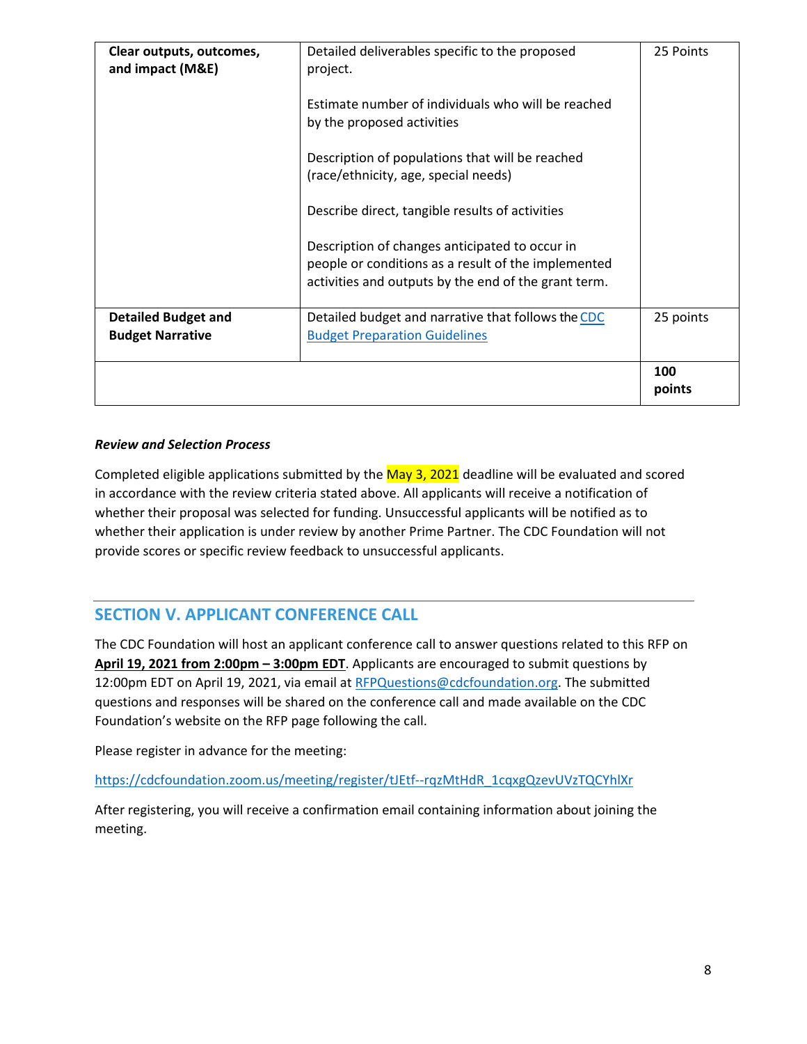| Clear outputs, outcomes, and impact (M&E) | Detailed deliverables specific to the proposed project.<br><br>Estimate number of individuals who will be reached by the proposed activities<br><br>Description of populations that will be reached (race/ethnicity, age, special needs)<br><br>Describe direct, tangible results of activities<br><br>Description of changes anticipated to occur in people or conditions as a result of the implemented activities and outputs by the end of the grant term. | 25 Points |
|---|---|---|
| **Detailed Budget and Budget Narrative** | Detailed budget and narrative that follows the CDC Budget Preparation Guidelines | 25 points |
| | | **100 points** |

***Review and Selection Process***

Completed eligible applications submitted by the May 3, 2021 deadline will be evaluated and scored in accordance with the review criteria stated above. All applicants will receive a notification of whether their proposal was selected for funding. Unsuccessful applicants will be notified as to whether their application is under review by another Prime Partner. The CDC Foundation will not provide scores or specific review feedback to unsuccessful applicants.

## SECTION V. APPLICANT CONFERENCE CALL

The CDC Foundation will host an applicant conference call to answer questions related to this RFP on **April 19, 2021 from 2:00pm – 3:00pm EDT**. Applicants are encouraged to submit questions by 12:00pm EDT on April 19, 2021, via email at RFPQuestions@cdcfoundation.org. The submitted questions and responses will be shared on the conference call and made available on the CDC Foundation's website on the RFP page following the call.

Please register in advance for the meeting:

https://cdcfoundation.zoom.us/meeting/register/tJEtf--rqzMtHdR_1cqxgQzevUVzTQCYhlXr

After registering, you will receive a confirmation email containing information about joining the meeting.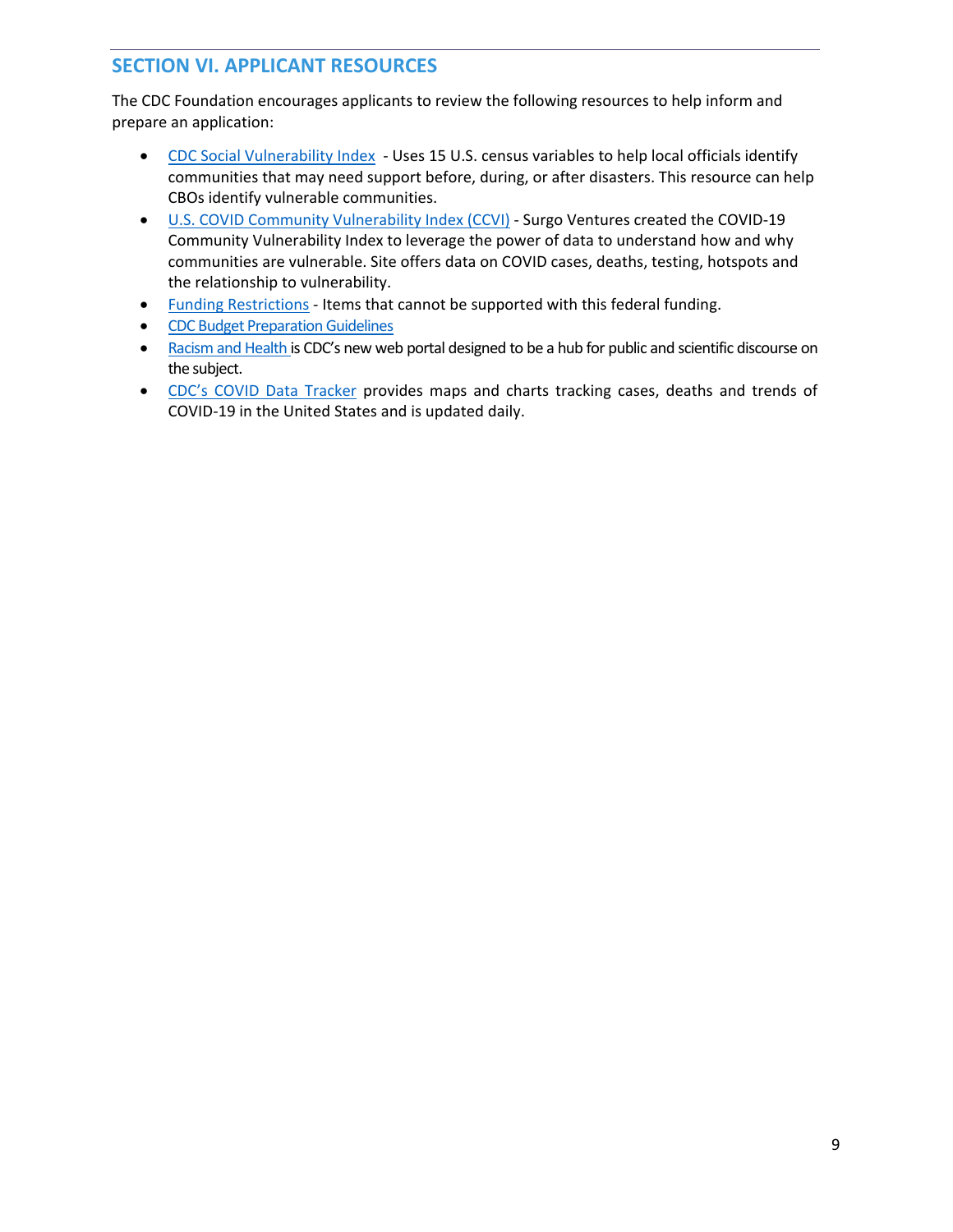## SECTION VI. APPLICANT RESOURCES

The CDC Foundation encourages applicants to review the following resources to help inform and prepare an application:

- CDC Social Vulnerability Index - Uses 15 U.S. census variables to help local officials identify communities that may need support before, during, or after disasters. This resource can help CBOs identify vulnerable communities.
- U.S. COVID Community Vulnerability Index (CCVI) - Surgo Ventures created the COVID-19 Community Vulnerability Index to leverage the power of data to understand how and why communities are vulnerable. Site offers data on COVID cases, deaths, testing, hotspots and the relationship to vulnerability.
- Funding Restrictions - Items that cannot be supported with this federal funding.
- CDC Budget Preparation Guidelines
- Racism and Health is CDC's new web portal designed to be a hub for public and scientific discourse on the subject.
- CDC's COVID Data Tracker provides maps and charts tracking cases, deaths and trends of COVID-19 in the United States and is updated daily.